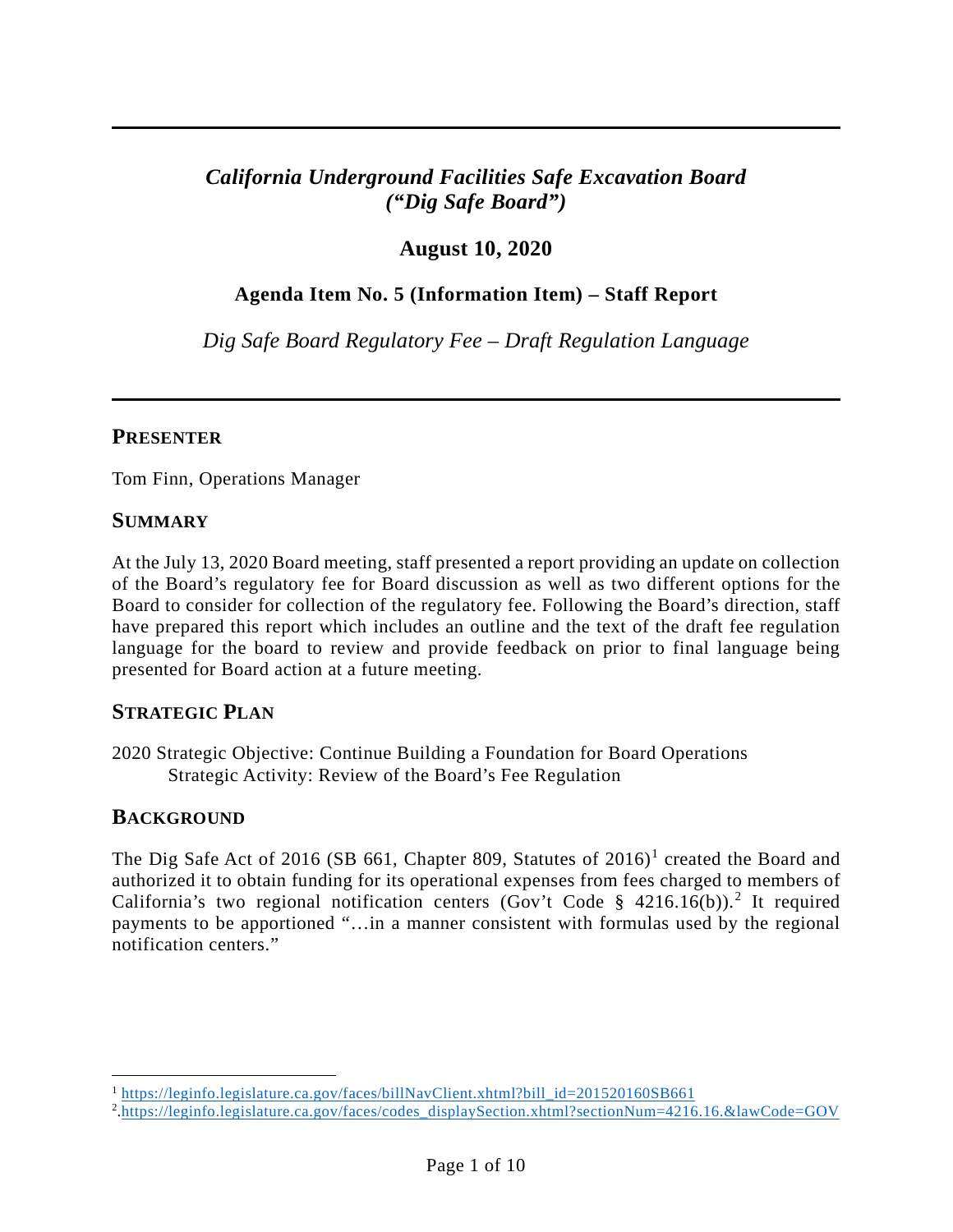*California Underground Facilities Safe Excavation Board (“Dig Safe Board”)*

**August 10, 2020**

**Agenda Item No. 5 (Information Item) – Staff Report**

*Dig Safe Board Regulatory Fee – Draft Regulation Language*

---

## PRESENTER

Tom Finn, Operations Manager

## SUMMARY

At the July 13, 2020 Board meeting, staff presented a report providing an update on collection of the Board’s regulatory fee for Board discussion as well as two different options for the Board to consider for collection of the regulatory fee. Following the Board’s direction, staff have prepared this report which includes an outline and the text of the draft fee regulation language for the board to review and provide feedback on prior to final language being presented for Board action at a future meeting.

## STRATEGIC PLAN

2020 Strategic Objective: Continue Building a Foundation for Board Operations
Strategic Activity: Review of the Board’s Fee Regulation

## BACKGROUND

The Dig Safe Act of 2016 (SB 661, Chapter 809, Statutes of 2016)[1] created the Board and authorized it to obtain funding for its operational expenses from fees charged to members of California’s two regional notification centers (Gov’t Code § 4216.16(b)).[2] It required payments to be apportioned “…in a manner consistent with formulas used by the regional notification centers.”

---

[1] https://leginfo.legislature.ca.gov/faces/billNavClient.xhtml?bill_id=201520160SB661

[2] https://leginfo.legislature.ca.gov/faces/codes_displaySection.xhtml?sectionNum=4216.16.&lawCode=GOV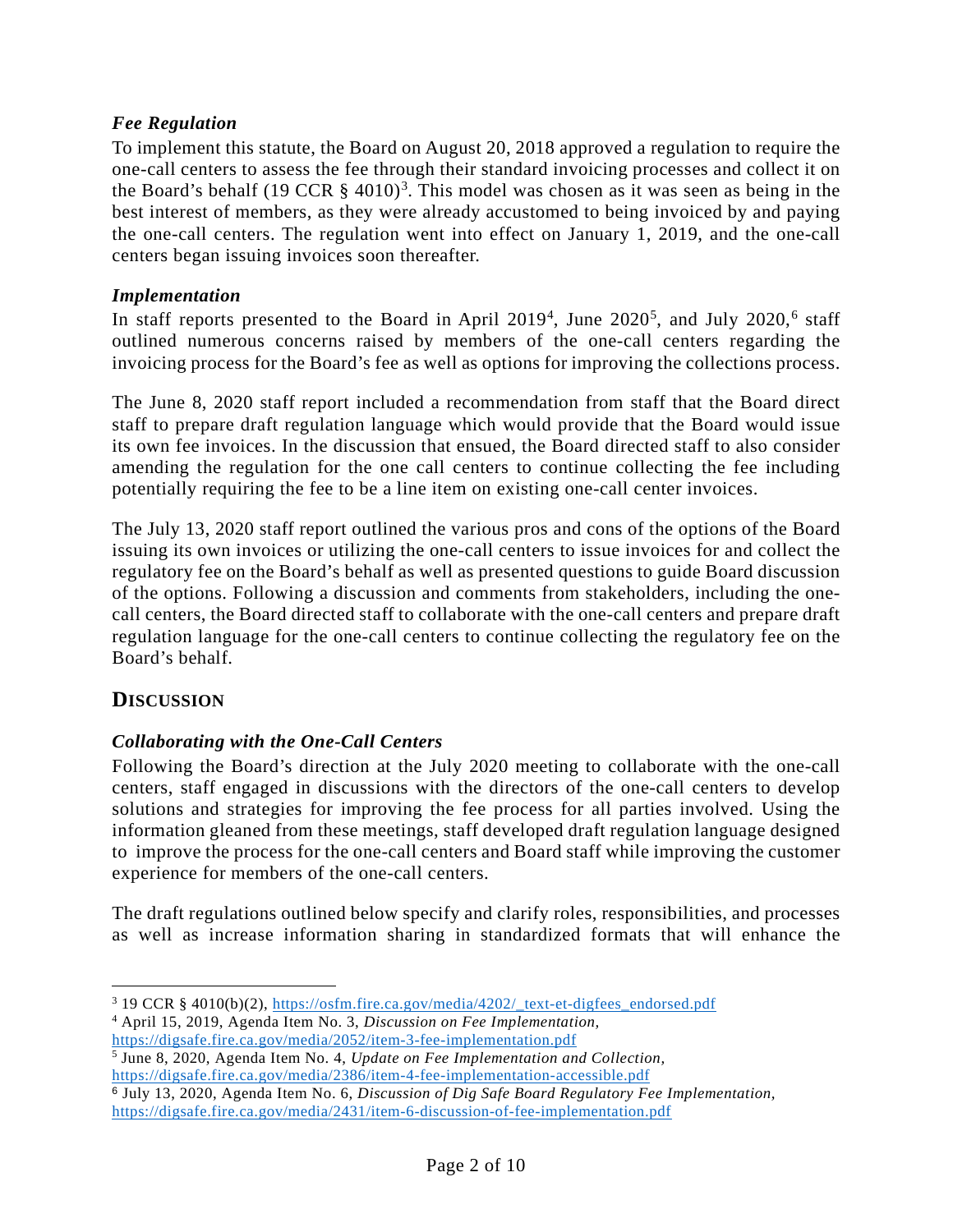### *Fee Regulation*

To implement this statute, the Board on August 20, 2018 approved a regulation to require the one-call centers to assess the fee through their standard invoicing processes and collect it on the Board's behalf (19 CCR § 4010)[3]. This model was chosen as it was seen as being in the best interest of members, as they were already accustomed to being invoiced by and paying the one-call centers. The regulation went into effect on January 1, 2019, and the one-call centers began issuing invoices soon thereafter.

### *Implementation*

In staff reports presented to the Board in April 2019[4], June 2020[5], and July 2020,[6] staff outlined numerous concerns raised by members of the one-call centers regarding the invoicing process for the Board's fee as well as options for improving the collections process.

The June 8, 2020 staff report included a recommendation from staff that the Board direct staff to prepare draft regulation language which would provide that the Board would issue its own fee invoices. In the discussion that ensued, the Board directed staff to also consider amending the regulation for the one call centers to continue collecting the fee including potentially requiring the fee to be a line item on existing one-call center invoices.

The July 13, 2020 staff report outlined the various pros and cons of the options of the Board issuing its own invoices or utilizing the one-call centers to issue invoices for and collect the regulatory fee on the Board's behalf as well as presented questions to guide Board discussion of the options. Following a discussion and comments from stakeholders, including the one-call centers, the Board directed staff to collaborate with the one-call centers and prepare draft regulation language for the one-call centers to continue collecting the regulatory fee on the Board's behalf.

## DISCUSSION

### *Collaborating with the One-Call Centers*

Following the Board's direction at the July 2020 meeting to collaborate with the one-call centers, staff engaged in discussions with the directors of the one-call centers to develop solutions and strategies for improving the fee process for all parties involved. Using the information gleaned from these meetings, staff developed draft regulation language designed to improve the process for the one-call centers and Board staff while improving the customer experience for members of the one-call centers.

The draft regulations outlined below specify and clarify roles, responsibilities, and processes as well as increase information sharing in standardized formats that will enhance the

---

[3] 19 CCR § 4010(b)(2), https://osfm.fire.ca.gov/media/4202/_text-et-digfees_endorsed.pdf

[4] April 15, 2019, Agenda Item No. 3, *Discussion on Fee Implementation,* https://digsafe.fire.ca.gov/media/2052/item-3-fee-implementation.pdf

[5] June 8, 2020, Agenda Item No. 4, *Update on Fee Implementation and Collection,* https://digsafe.fire.ca.gov/media/2386/item-4-fee-implementation-accessible.pdf

[6] July 13, 2020, Agenda Item No. 6, *Discussion of Dig Safe Board Regulatory Fee Implementation,* https://digsafe.fire.ca.gov/media/2431/item-6-discussion-of-fee-implementation.pdf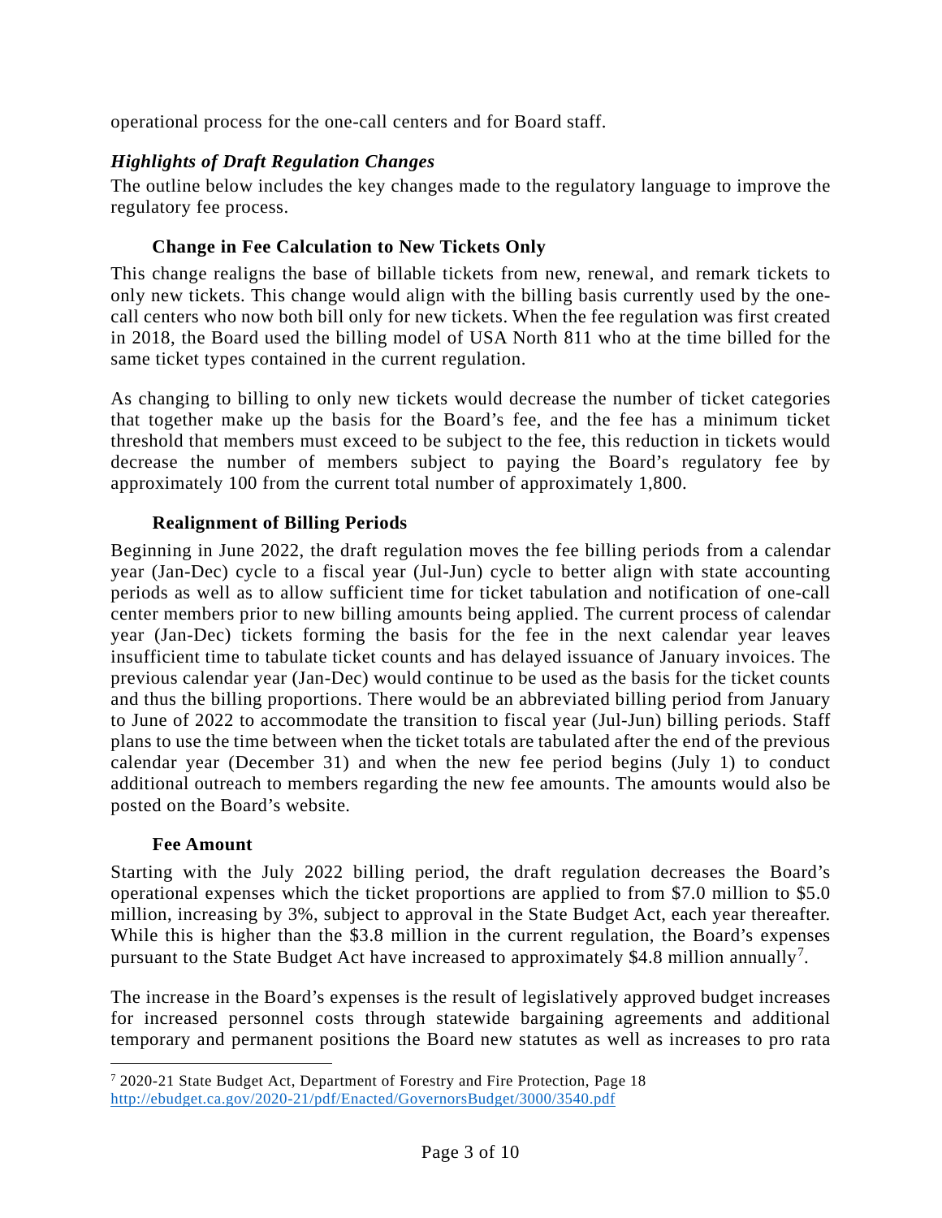operational process for the one-call centers and for Board staff.

### *Highlights of Draft Regulation Changes*

The outline below includes the key changes made to the regulatory language to improve the regulatory fee process.

#### Change in Fee Calculation to New Tickets Only

This change realigns the base of billable tickets from new, renewal, and remark tickets to only new tickets. This change would align with the billing basis currently used by the one-call centers who now both bill only for new tickets. When the fee regulation was first created in 2018, the Board used the billing model of USA North 811 who at the time billed for the same ticket types contained in the current regulation.

As changing to billing to only new tickets would decrease the number of ticket categories that together make up the basis for the Board's fee, and the fee has a minimum ticket threshold that members must exceed to be subject to the fee, this reduction in tickets would decrease the number of members subject to paying the Board's regulatory fee by approximately 100 from the current total number of approximately 1,800.

#### Realignment of Billing Periods

Beginning in June 2022, the draft regulation moves the fee billing periods from a calendar year (Jan-Dec) cycle to a fiscal year (Jul-Jun) cycle to better align with state accounting periods as well as to allow sufficient time for ticket tabulation and notification of one-call center members prior to new billing amounts being applied. The current process of calendar year (Jan-Dec) tickets forming the basis for the fee in the next calendar year leaves insufficient time to tabulate ticket counts and has delayed issuance of January invoices. The previous calendar year (Jan-Dec) would continue to be used as the basis for the ticket counts and thus the billing proportions. There would be an abbreviated billing period from January to June of 2022 to accommodate the transition to fiscal year (Jul-Jun) billing periods. Staff plans to use the time between when the ticket totals are tabulated after the end of the previous calendar year (December 31) and when the new fee period begins (July 1) to conduct additional outreach to members regarding the new fee amounts. The amounts would also be posted on the Board's website.

#### Fee Amount

Starting with the July 2022 billing period, the draft regulation decreases the Board's operational expenses which the ticket proportions are applied to from $7.0 million to $5.0 million, increasing by 3%, subject to approval in the State Budget Act, each year thereafter. While this is higher than the $3.8 million in the current regulation, the Board's expenses pursuant to the State Budget Act have increased to approximately $4.8 million annually[7].

The increase in the Board's expenses is the result of legislatively approved budget increases for increased personnel costs through statewide bargaining agreements and additional temporary and permanent positions the Board new statutes as well as increases to pro rata

---

[7] 2020-21 State Budget Act, Department of Forestry and Fire Protection, Page 18
http://ebudget.ca.gov/2020-21/pdf/Enacted/GovernorsBudget/3000/3540.pdf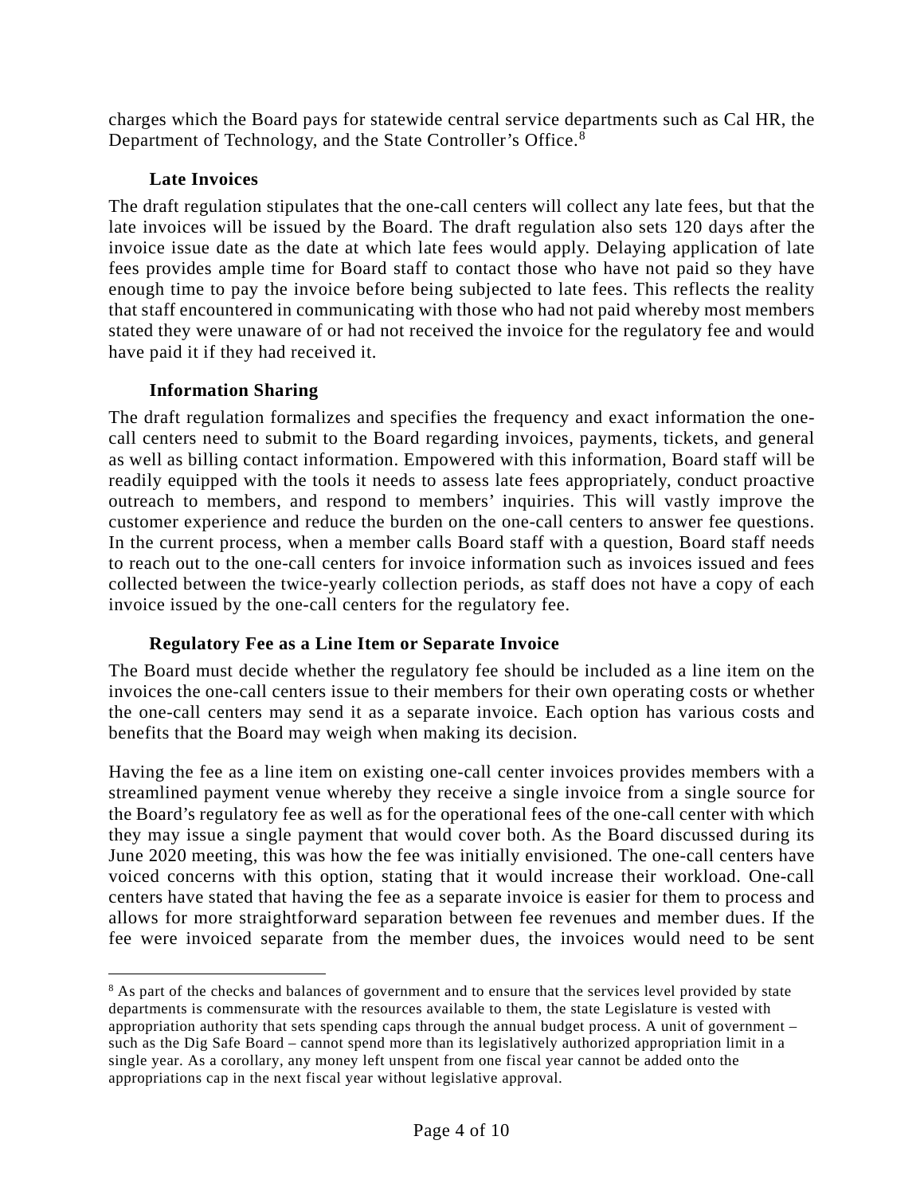charges which the Board pays for statewide central service departments such as Cal HR, the Department of Technology, and the State Controller's Office.[8]

### Late Invoices

The draft regulation stipulates that the one-call centers will collect any late fees, but that the late invoices will be issued by the Board. The draft regulation also sets 120 days after the invoice issue date as the date at which late fees would apply. Delaying application of late fees provides ample time for Board staff to contact those who have not paid so they have enough time to pay the invoice before being subjected to late fees. This reflects the reality that staff encountered in communicating with those who had not paid whereby most members stated they were unaware of or had not received the invoice for the regulatory fee and would have paid it if they had received it.

### Information Sharing

The draft regulation formalizes and specifies the frequency and exact information the one-call centers need to submit to the Board regarding invoices, payments, tickets, and general as well as billing contact information. Empowered with this information, Board staff will be readily equipped with the tools it needs to assess late fees appropriately, conduct proactive outreach to members, and respond to members' inquiries. This will vastly improve the customer experience and reduce the burden on the one-call centers to answer fee questions. In the current process, when a member calls Board staff with a question, Board staff needs to reach out to the one-call centers for invoice information such as invoices issued and fees collected between the twice-yearly collection periods, as staff does not have a copy of each invoice issued by the one-call centers for the regulatory fee.

### Regulatory Fee as a Line Item or Separate Invoice

The Board must decide whether the regulatory fee should be included as a line item on the invoices the one-call centers issue to their members for their own operating costs or whether the one-call centers may send it as a separate invoice. Each option has various costs and benefits that the Board may weigh when making its decision.

Having the fee as a line item on existing one-call center invoices provides members with a streamlined payment venue whereby they receive a single invoice from a single source for the Board's regulatory fee as well as for the operational fees of the one-call center with which they may issue a single payment that would cover both. As the Board discussed during its June 2020 meeting, this was how the fee was initially envisioned. The one-call centers have voiced concerns with this option, stating that it would increase their workload. One-call centers have stated that having the fee as a separate invoice is easier for them to process and allows for more straightforward separation between fee revenues and member dues. If the fee were invoiced separate from the member dues, the invoices would need to be sent

[8] As part of the checks and balances of government and to ensure that the services level provided by state departments is commensurate with the resources available to them, the state Legislature is vested with appropriation authority that sets spending caps through the annual budget process. A unit of government – such as the Dig Safe Board – cannot spend more than its legislatively authorized appropriation limit in a single year. As a corollary, any money left unspent from one fiscal year cannot be added onto the appropriations cap in the next fiscal year without legislative approval.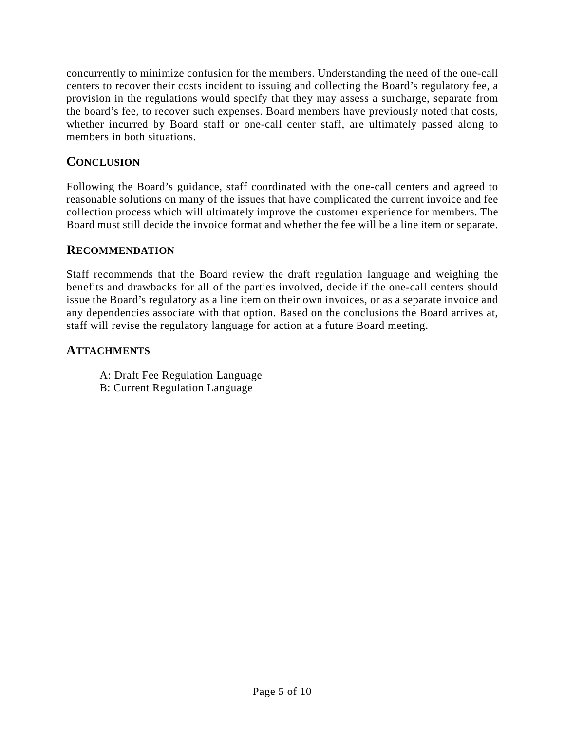concurrently to minimize confusion for the members. Understanding the need of the one-call centers to recover their costs incident to issuing and collecting the Board's regulatory fee, a provision in the regulations would specify that they may assess a surcharge, separate from the board's fee, to recover such expenses. Board members have previously noted that costs, whether incurred by Board staff or one-call center staff, are ultimately passed along to members in both situations.

## CONCLUSION

Following the Board's guidance, staff coordinated with the one-call centers and agreed to reasonable solutions on many of the issues that have complicated the current invoice and fee collection process which will ultimately improve the customer experience for members. The Board must still decide the invoice format and whether the fee will be a line item or separate.

## RECOMMENDATION

Staff recommends that the Board review the draft regulation language and weighing the benefits and drawbacks for all of the parties involved, decide if the one-call centers should issue the Board's regulatory as a line item on their own invoices, or as a separate invoice and any dependencies associate with that option. Based on the conclusions the Board arrives at, staff will revise the regulatory language for action at a future Board meeting.

## ATTACHMENTS

A: Draft Fee Regulation Language
B: Current Regulation Language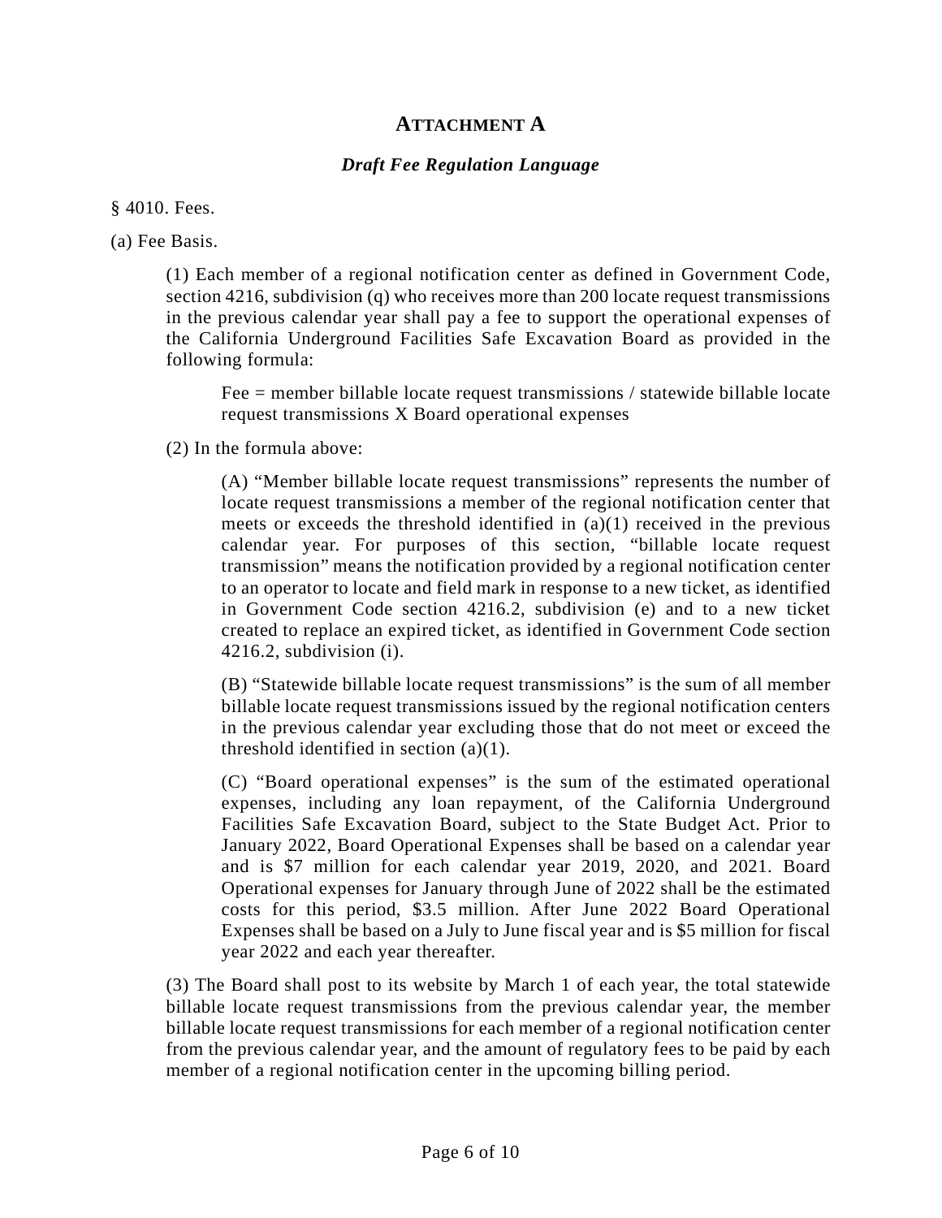# ATTACHMENT A

### *Draft Fee Regulation Language*

§ 4010. Fees.

(a) Fee Basis.

> (1) Each member of a regional notification center as defined in Government Code, section 4216, subdivision (q) who receives more than 200 locate request transmissions in the previous calendar year shall pay a fee to support the operational expenses of the California Underground Facilities Safe Excavation Board as provided in the following formula:
>
> > Fee = member billable locate request transmissions / statewide billable locate request transmissions X Board operational expenses
>
> (2) In the formula above:
>
> > (A) "Member billable locate request transmissions" represents the number of locate request transmissions a member of the regional notification center that meets or exceeds the threshold identified in (a)(1) received in the previous calendar year. For purposes of this section, "billable locate request transmission" means the notification provided by a regional notification center to an operator to locate and field mark in response to a new ticket, as identified in Government Code section 4216.2, subdivision (e) and to a new ticket created to replace an expired ticket, as identified in Government Code section 4216.2, subdivision (i).
> >
> > (B) "Statewide billable locate request transmissions" is the sum of all member billable locate request transmissions issued by the regional notification centers in the previous calendar year excluding those that do not meet or exceed the threshold identified in section (a)(1).
> >
> > (C) "Board operational expenses" is the sum of the estimated operational expenses, including any loan repayment, of the California Underground Facilities Safe Excavation Board, subject to the State Budget Act. Prior to January 2022, Board Operational Expenses shall be based on a calendar year and is $7 million for each calendar year 2019, 2020, and 2021. Board Operational expenses for January through June of 2022 shall be the estimated costs for this period, $3.5 million. After June 2022 Board Operational Expenses shall be based on a July to June fiscal year and is $5 million for fiscal year 2022 and each year thereafter.
>
> (3) The Board shall post to its website by March 1 of each year, the total statewide billable locate request transmissions from the previous calendar year, the member billable locate request transmissions for each member of a regional notification center from the previous calendar year, and the amount of regulatory fees to be paid by each member of a regional notification center in the upcoming billing period.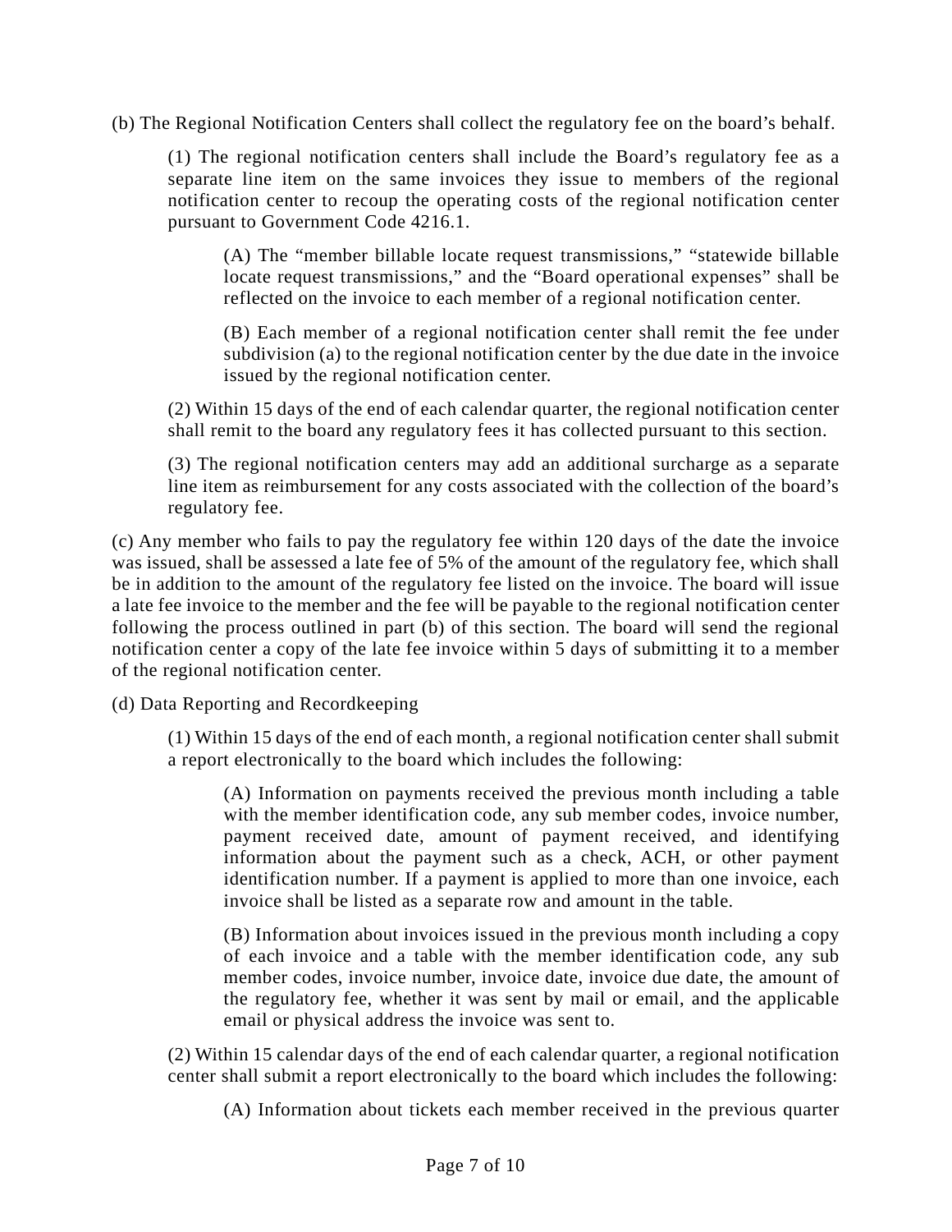(b) The Regional Notification Centers shall collect the regulatory fee on the board's behalf.

> (1) The regional notification centers shall include the Board's regulatory fee as a separate line item on the same invoices they issue to members of the regional notification center to recoup the operating costs of the regional notification center pursuant to Government Code 4216.1.
>
> > (A) The "member billable locate request transmissions," "statewide billable locate request transmissions," and the "Board operational expenses" shall be reflected on the invoice to each member of a regional notification center.
> >
> > (B) Each member of a regional notification center shall remit the fee under subdivision (a) to the regional notification center by the due date in the invoice issued by the regional notification center.
>
> (2) Within 15 days of the end of each calendar quarter, the regional notification center shall remit to the board any regulatory fees it has collected pursuant to this section.
>
> (3) The regional notification centers may add an additional surcharge as a separate line item as reimbursement for any costs associated with the collection of the board's regulatory fee.

(c) Any member who fails to pay the regulatory fee within 120 days of the date the invoice was issued, shall be assessed a late fee of 5% of the amount of the regulatory fee, which shall be in addition to the amount of the regulatory fee listed on the invoice. The board will issue a late fee invoice to the member and the fee will be payable to the regional notification center following the process outlined in part (b) of this section. The board will send the regional notification center a copy of the late fee invoice within 5 days of submitting it to a member of the regional notification center.

(d) Data Reporting and Recordkeeping

> (1) Within 15 days of the end of each month, a regional notification center shall submit a report electronically to the board which includes the following:
>
> > (A) Information on payments received the previous month including a table with the member identification code, any sub member codes, invoice number, payment received date, amount of payment received, and identifying information about the payment such as a check, ACH, or other payment identification number. If a payment is applied to more than one invoice, each invoice shall be listed as a separate row and amount in the table.
> >
> > (B) Information about invoices issued in the previous month including a copy of each invoice and a table with the member identification code, any sub member codes, invoice number, invoice date, invoice due date, the amount of the regulatory fee, whether it was sent by mail or email, and the applicable email or physical address the invoice was sent to.
>
> (2) Within 15 calendar days of the end of each calendar quarter, a regional notification center shall submit a report electronically to the board which includes the following:
>
> > (A) Information about tickets each member received in the previous quarter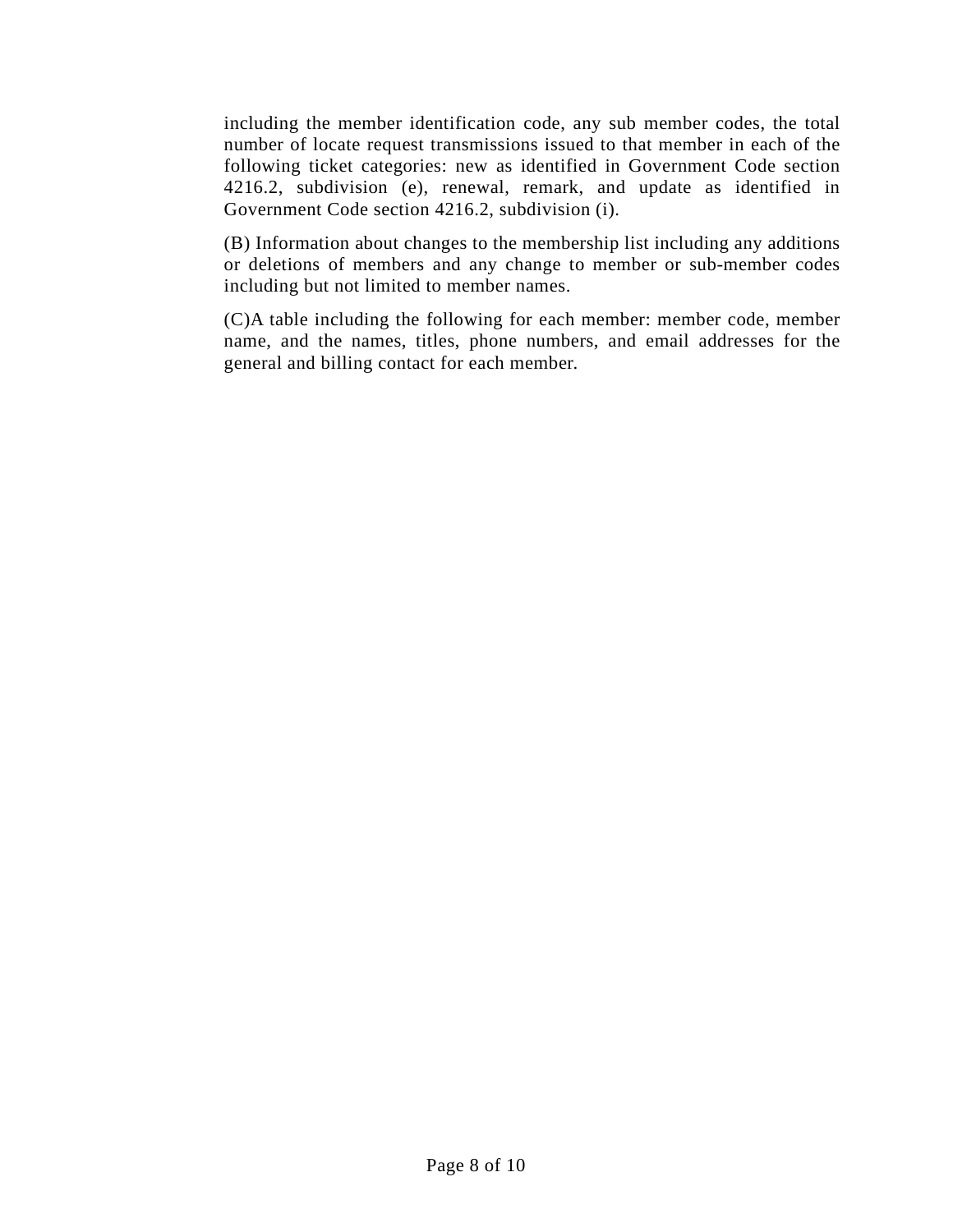including the member identification code, any sub member codes, the total number of locate request transmissions issued to that member in each of the following ticket categories: new as identified in Government Code section 4216.2, subdivision (e), renewal, remark, and update as identified in Government Code section 4216.2, subdivision (i).

(B) Information about changes to the membership list including any additions or deletions of members and any change to member or sub-member codes including but not limited to member names.

(C)A table including the following for each member: member code, member name, and the names, titles, phone numbers, and email addresses for the general and billing contact for each member.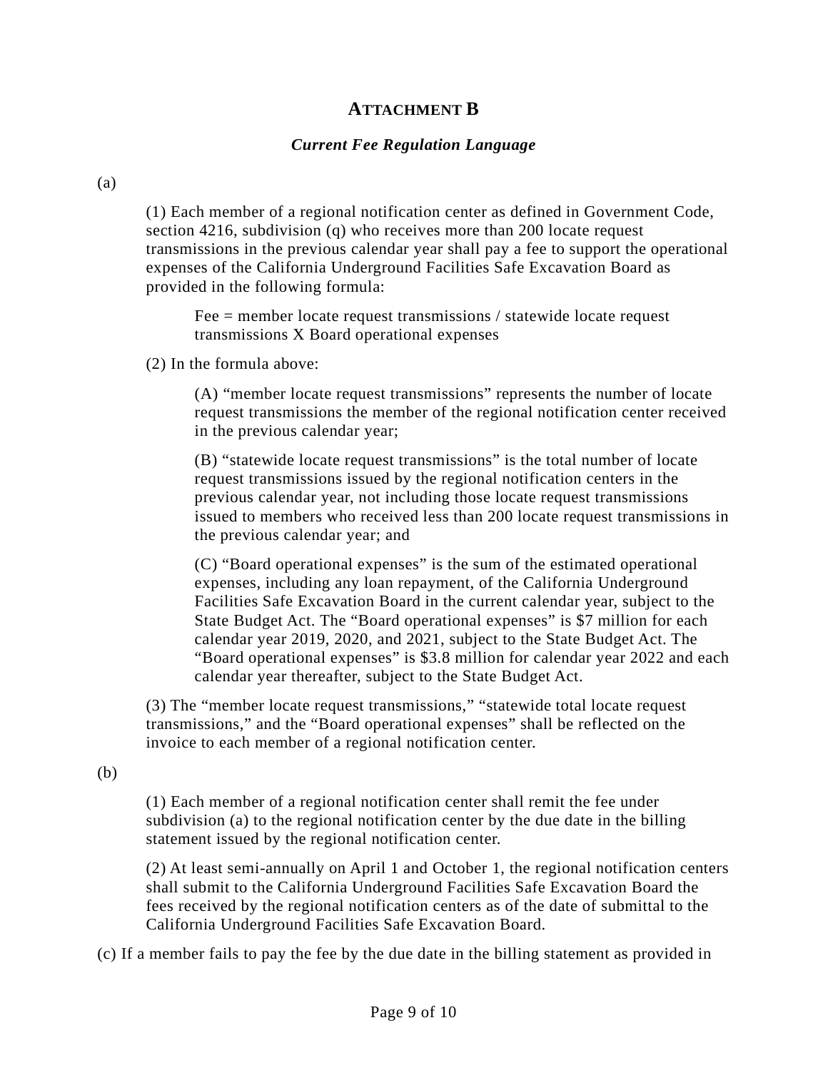# ATTACHMENT B

***Current Fee Regulation Language***

(a)

(1) Each member of a regional notification center as defined in Government Code, section 4216, subdivision (q) who receives more than 200 locate request transmissions in the previous calendar year shall pay a fee to support the operational expenses of the California Underground Facilities Safe Excavation Board as provided in the following formula:

Fee = member locate request transmissions / statewide locate request transmissions X Board operational expenses

(2) In the formula above:

(A) "member locate request transmissions" represents the number of locate request transmissions the member of the regional notification center received in the previous calendar year;

(B) "statewide locate request transmissions" is the total number of locate request transmissions issued by the regional notification centers in the previous calendar year, not including those locate request transmissions issued to members who received less than 200 locate request transmissions in the previous calendar year; and

(C) "Board operational expenses" is the sum of the estimated operational expenses, including any loan repayment, of the California Underground Facilities Safe Excavation Board in the current calendar year, subject to the State Budget Act. The "Board operational expenses" is $7 million for each calendar year 2019, 2020, and 2021, subject to the State Budget Act. The "Board operational expenses" is $3.8 million for calendar year 2022 and each calendar year thereafter, subject to the State Budget Act.

(3) The "member locate request transmissions," "statewide total locate request transmissions," and the "Board operational expenses" shall be reflected on the invoice to each member of a regional notification center.

(b)

(1) Each member of a regional notification center shall remit the fee under subdivision (a) to the regional notification center by the due date in the billing statement issued by the regional notification center.

(2) At least semi-annually on April 1 and October 1, the regional notification centers shall submit to the California Underground Facilities Safe Excavation Board the fees received by the regional notification centers as of the date of submittal to the California Underground Facilities Safe Excavation Board.

(c) If a member fails to pay the fee by the due date in the billing statement as provided in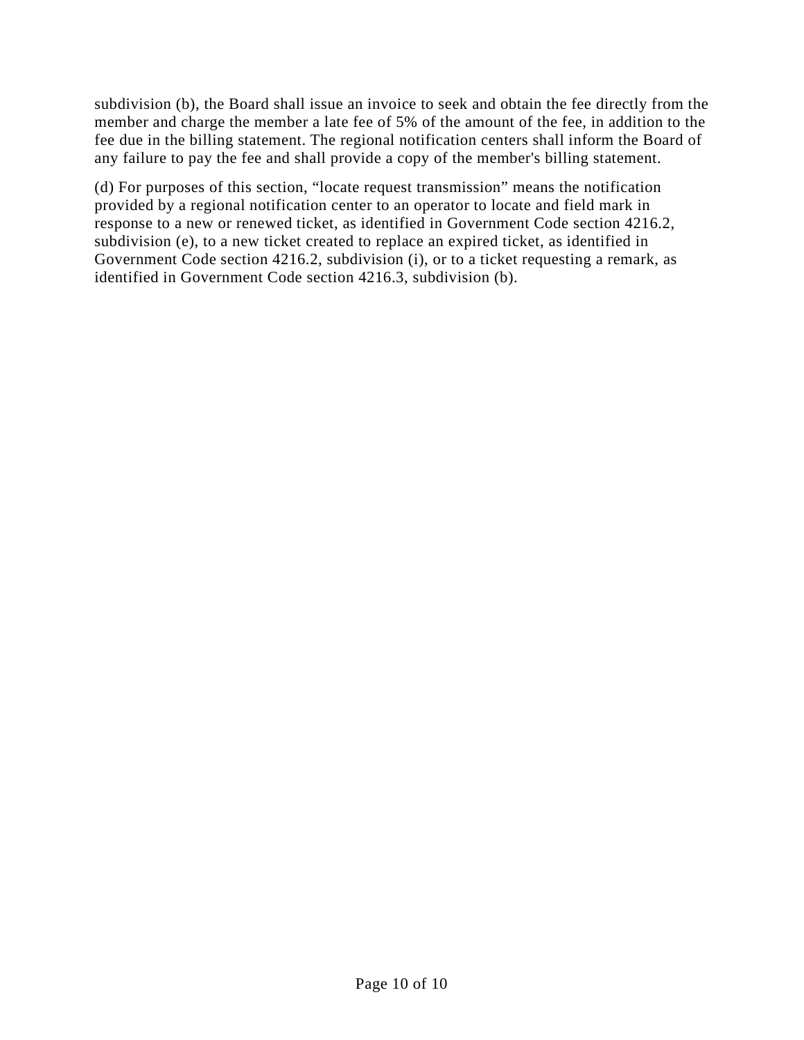subdivision (b), the Board shall issue an invoice to seek and obtain the fee directly from the member and charge the member a late fee of 5% of the amount of the fee, in addition to the fee due in the billing statement. The regional notification centers shall inform the Board of any failure to pay the fee and shall provide a copy of the member's billing statement.

(d) For purposes of this section, “locate request transmission” means the notification provided by a regional notification center to an operator to locate and field mark in response to a new or renewed ticket, as identified in Government Code section 4216.2, subdivision (e), to a new ticket created to replace an expired ticket, as identified in Government Code section 4216.2, subdivision (i), or to a ticket requesting a remark, as identified in Government Code section 4216.3, subdivision (b).